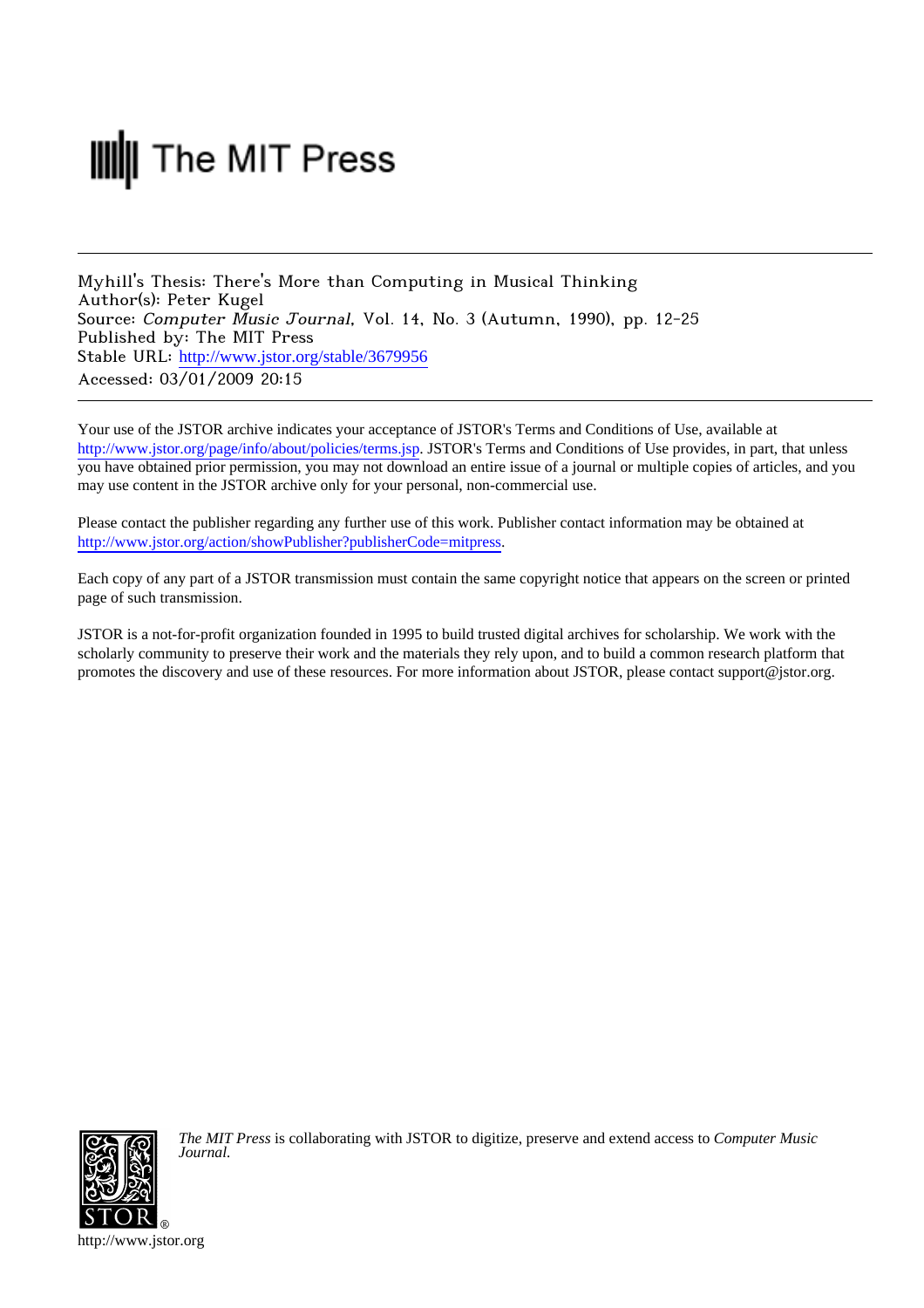The MIT Press

Myhill's Thesis: There's More than Computing in Musical Thinking
Author(s): Peter Kugel
Source: *Computer Music Journal*, Vol. 14, No. 3 (Autumn, 1990), pp. 12-25
Published by: The MIT Press
Stable URL: http://www.jstor.org/stable/3679956
Accessed: 03/01/2009 20:15

---

Your use of the JSTOR archive indicates your acceptance of JSTOR's Terms and Conditions of Use, available at http://www.jstor.org/page/info/about/policies/terms.jsp. JSTOR's Terms and Conditions of Use provides, in part, that unless you have obtained prior permission, you may not download an entire issue of a journal or multiple copies of articles, and you may use content in the JSTOR archive only for your personal, non-commercial use.

Please contact the publisher regarding any further use of this work. Publisher contact information may be obtained at http://www.jstor.org/action/showPublisher?publisherCode=mitpress.

Each copy of any part of a JSTOR transmission must contain the same copyright notice that appears on the screen or printed page of such transmission.

JSTOR is a not-for-profit organization founded in 1995 to build trusted digital archives for scholarship. We work with the scholarly community to preserve their work and the materials they rely upon, and to build a common research platform that promotes the discovery and use of these resources. For more information about JSTOR, please contact support@jstor.org.

*The MIT Press* is collaborating with JSTOR to digitize, preserve and extend access to *Computer Music Journal.*

http://www.jstor.org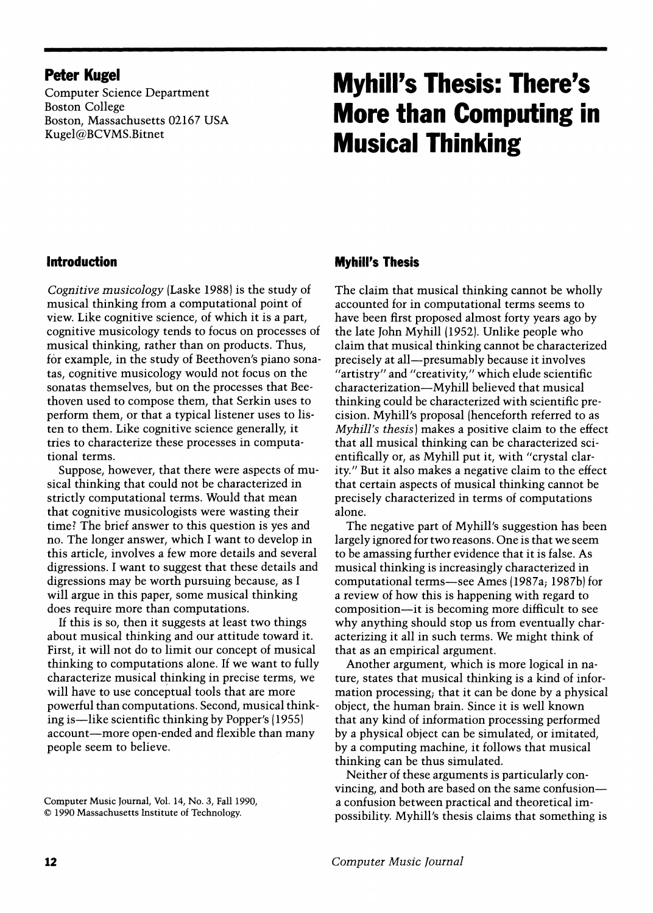**Peter Kugel**
Computer Science Department
Boston College
Boston, Massachusetts 02167 USA
Kugel@BCVMS.Bitnet

# Myhill's Thesis: There's More than Computing in Musical Thinking

## Introduction

*Cognitive musicology* (Laske 1988) is the study of musical thinking from a computational point of view. Like cognitive science, of which it is a part, cognitive musicology tends to focus on processes of musical thinking, rather than on products. Thus, for example, in the study of Beethoven's piano sonatas, cognitive musicology would not focus on the sonatas themselves, but on the processes that Beethoven used to compose them, that Serkin uses to perform them, or that a typical listener uses to listen to them. Like cognitive science generally, it tries to characterize these processes in computational terms.

Suppose, however, that there were aspects of musical thinking that could not be characterized in strictly computational terms. Would that mean that cognitive musicologists were wasting their time? The brief answer to this question is yes and no. The longer answer, which I want to develop in this article, involves a few more details and several digressions. I want to suggest that these details and digressions may be worth pursuing because, as I will argue in this paper, some musical thinking does require more than computations.

If this is so, then it suggests at least two things about musical thinking and our attitude toward it. First, it will not do to limit our concept of musical thinking to computations alone. If we want to fully characterize musical thinking in precise terms, we will have to use conceptual tools that are more powerful than computations. Second, musical thinking is—like scientific thinking by Popper's (1955) account—more open-ended and flexible than many people seem to believe.

Computer Music Journal, Vol. 14, No. 3, Fall 1990,
© 1990 Massachusetts Institute of Technology.

## Myhill's Thesis

The claim that musical thinking cannot be wholly accounted for in computational terms seems to have been first proposed almost forty years ago by the late John Myhill (1952). Unlike people who claim that musical thinking cannot be characterized precisely at all—presumably because it involves "artistry" and "creativity," which elude scientific characterization—Myhill believed that musical thinking could be characterized with scientific precision. Myhill's proposal (henceforth referred to as *Myhill's thesis*) makes a positive claim to the effect that all musical thinking can be characterized scientifically or, as Myhill put it, with "crystal clarity." But it also makes a negative claim to the effect that certain aspects of musical thinking cannot be precisely characterized in terms of computations alone.

The negative part of Myhill's suggestion has been largely ignored for two reasons. One is that we seem to be amassing further evidence that it is false. As musical thinking is increasingly characterized in computational terms—see Ames (1987a; 1987b) for a review of how this is happening with regard to composition—it is becoming more difficult to see why anything should stop us from eventually characterizing it all in such terms. We might think of that as an empirical argument.

Another argument, which is more logical in nature, states that musical thinking is a kind of information processing; that it can be done by a physical object, the human brain. Since it is well known that any kind of information processing performed by a physical object can be simulated, or imitated, by a computing machine, it follows that musical thinking can be thus simulated.

Neither of these arguments is particularly convincing, and both are based on the same confusion—a confusion between practical and theoretical impossibility. Myhill's thesis claims that something is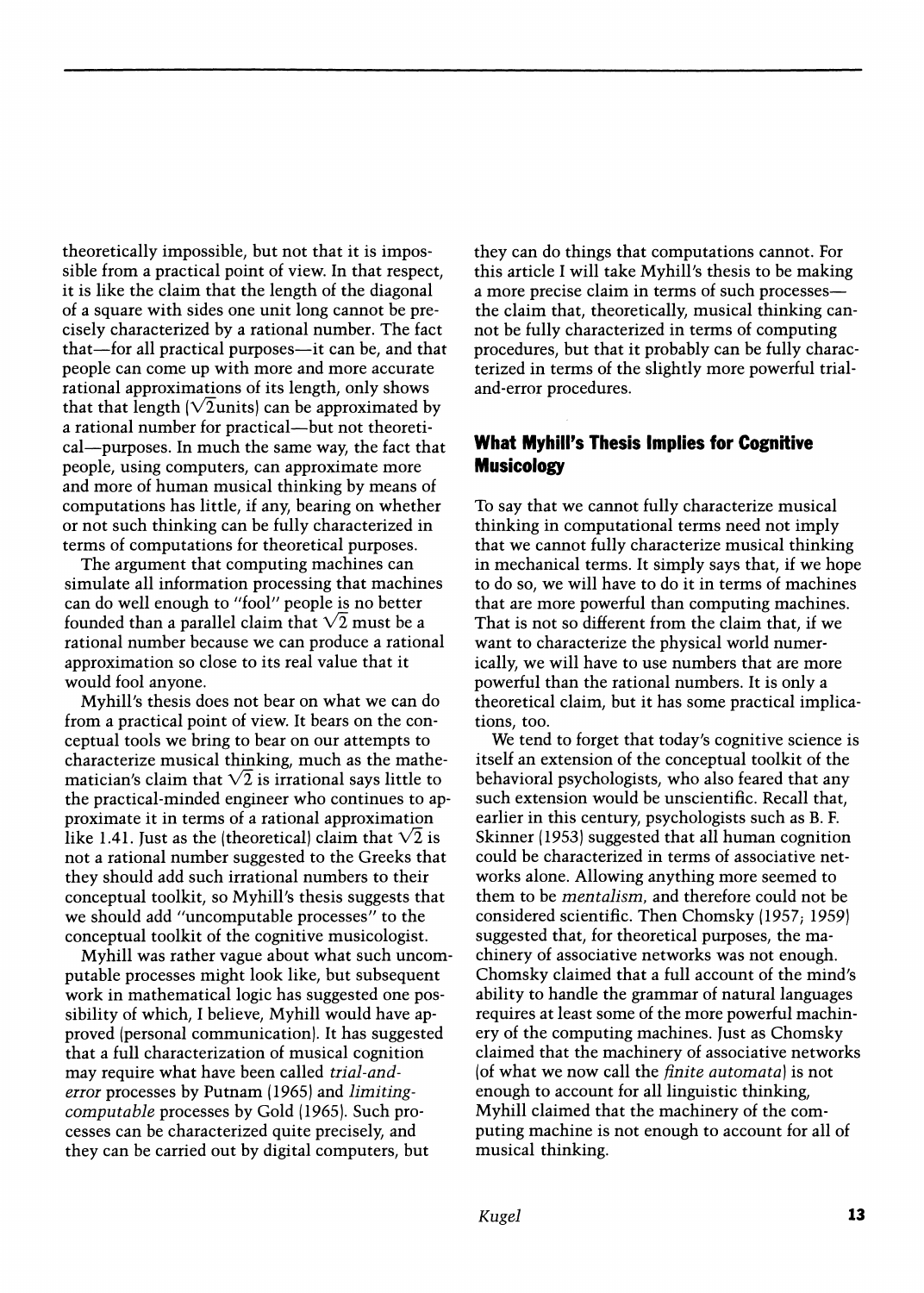theoretically impossible, but not that it is impossible from a practical point of view. In that respect, it is like the claim that the length of the diagonal of a square with sides one unit long cannot be precisely characterized by a rational number. The fact that—for all practical purposes—it can be, and that people can come up with more and more accurate rational approximations of its length, only shows that that length ($\sqrt{2}$ units) can be approximated by a rational number for practical—but not theoretical—purposes. In much the same way, the fact that people, using computers, can approximate more and more of human musical thinking by means of computations has little, if any, bearing on whether or not such thinking can be fully characterized in terms of computations for theoretical purposes.

The argument that computing machines can simulate all information processing that machines can do well enough to "fool" people is no better founded than a parallel claim that $\sqrt{2}$ must be a rational number because we can produce a rational approximation so close to its real value that it would fool anyone.

Myhill's thesis does not bear on what we can do from a practical point of view. It bears on the conceptual tools we bring to bear on our attempts to characterize musical thinking, much as the mathematician's claim that $\sqrt{2}$ is irrational says little to the practical-minded engineer who continues to approximate it in terms of a rational approximation like 1.41. Just as the (theoretical) claim that $\sqrt{2}$ is not a rational number suggested to the Greeks that they should add such irrational numbers to their conceptual toolkit, so Myhill's thesis suggests that we should add "uncomputable processes" to the conceptual toolkit of the cognitive musicologist.

Myhill was rather vague about what such uncomputable processes might look like, but subsequent work in mathematical logic has suggested one possibility of which, I believe, Myhill would have approved (personal communication). It has suggested that a full characterization of musical cognition may require what have been called *trial-and-error* processes by Putnam (1965) and *limiting-computable* processes by Gold (1965). Such processes can be characterized quite precisely, and they can be carried out by digital computers, but they can do things that computations cannot. For this article I will take Myhill's thesis to be making a more precise claim in terms of such processes—the claim that, theoretically, musical thinking cannot be fully characterized in terms of computing procedures, but that it probably can be fully characterized in terms of the slightly more powerful trial-and-error procedures.

## What Myhill's Thesis Implies for Cognitive Musicology

To say that we cannot fully characterize musical thinking in computational terms need not imply that we cannot fully characterize musical thinking in mechanical terms. It simply says that, if we hope to do so, we will have to do it in terms of machines that are more powerful than computing machines. That is not so different from the claim that, if we want to characterize the physical world numerically, we will have to use numbers that are more powerful than the rational numbers. It is only a theoretical claim, but it has some practical implications, too.

We tend to forget that today's cognitive science is itself an extension of the conceptual toolkit of the behavioral psychologists, who also feared that any such extension would be unscientific. Recall that, earlier in this century, psychologists such as B. F. Skinner (1953) suggested that all human cognition could be characterized in terms of associative networks alone. Allowing anything more seemed to them to be *mentalism*, and therefore could not be considered scientific. Then Chomsky (1957; 1959) suggested that, for theoretical purposes, the machinery of associative networks was not enough. Chomsky claimed that a full account of the mind's ability to handle the grammar of natural languages requires at least some of the more powerful machinery of the computing machines. Just as Chomsky claimed that the machinery of associative networks (of what we now call the *finite automata*) is not enough to account for all linguistic thinking, Myhill claimed that the machinery of the computing machine is not enough to account for all of musical thinking.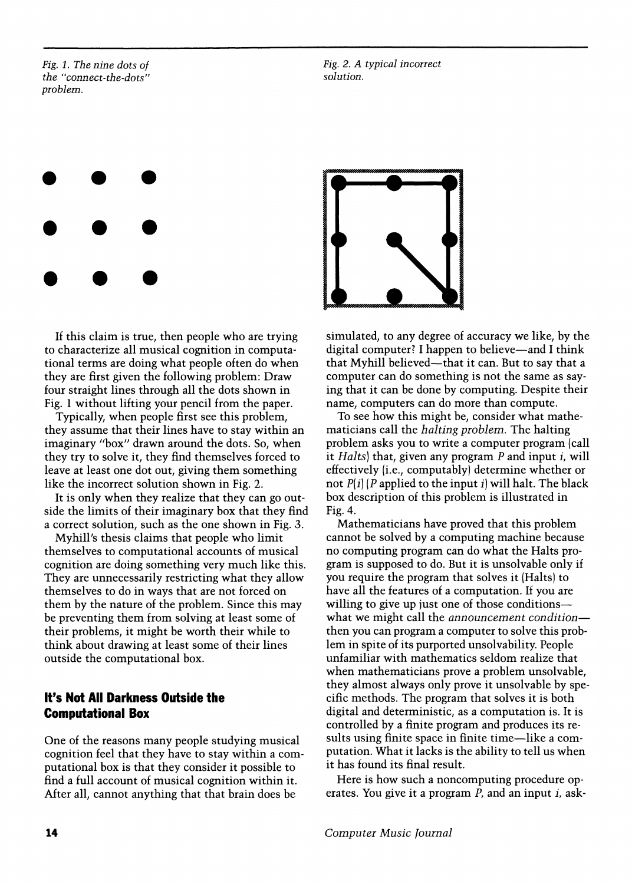Fig. 1. The nine dots of the "connect-the-dots" problem.

Fig. 2. A typical incorrect solution.

If this claim is true, then people who are trying to characterize all musical cognition in computational terms are doing what people often do when they are first given the following problem: Draw four straight lines through all the dots shown in Fig. 1 without lifting your pencil from the paper.

Typically, when people first see this problem, they assume that their lines have to stay within an imaginary "box" drawn around the dots. So, when they try to solve it, they find themselves forced to leave at least one dot out, giving them something like the incorrect solution shown in Fig. 2.

It is only when they realize that they can go outside the limits of their imaginary box that they find a correct solution, such as the one shown in Fig. 3.

Myhill's thesis claims that people who limit themselves to computational accounts of musical cognition are doing something very much like this. They are unnecessarily restricting what they allow themselves to do in ways that are not forced on them by the nature of the problem. Since this may be preventing them from solving at least some of their problems, it might be worth their while to think about drawing at least some of their lines outside the computational box.

## It's Not All Darkness Outside the Computational Box

One of the reasons many people studying musical cognition feel that they have to stay within a computational box is that they consider it possible to find a full account of musical cognition within it. After all, cannot anything that that brain does be simulated, to any degree of accuracy we like, by the digital computer? I happen to believe—and I think that Myhill believed—that it can. But to say that a computer can do something is not the same as saying that it can be done by computing. Despite their name, computers can do more than compute.

To see how this might be, consider what mathematicians call the *halting problem.* The halting problem asks you to write a computer program (call it *Halts*) that, given any program $P$ and input $i$, will effectively (i.e., computably) determine whether or not $P(i)$ ($P$ applied to the input $i$) will halt. The black box description of this problem is illustrated in Fig. 4.

Mathematicians have proved that this problem cannot be solved by a computing machine because no computing program can do what the Halts program is supposed to do. But it is unsolvable only if you require the program that solves it (Halts) to have all the features of a computation. If you are willing to give up just one of those conditions—what we might call the *announcement condition*—then you can program a computer to solve this problem in spite of its purported unsolvability. People unfamiliar with mathematics seldom realize that when mathematicians prove a problem unsolvable, they almost always only prove it unsolvable by specific methods. The program that solves it is both digital and deterministic, as a computation is. It is controlled by a finite program and produces its results using finite space in finite time—like a computation. What it lacks is the ability to tell us when it has found its final result.

Here is how such a noncomputing procedure operates. You give it a program $P$, and an input $i$, ask-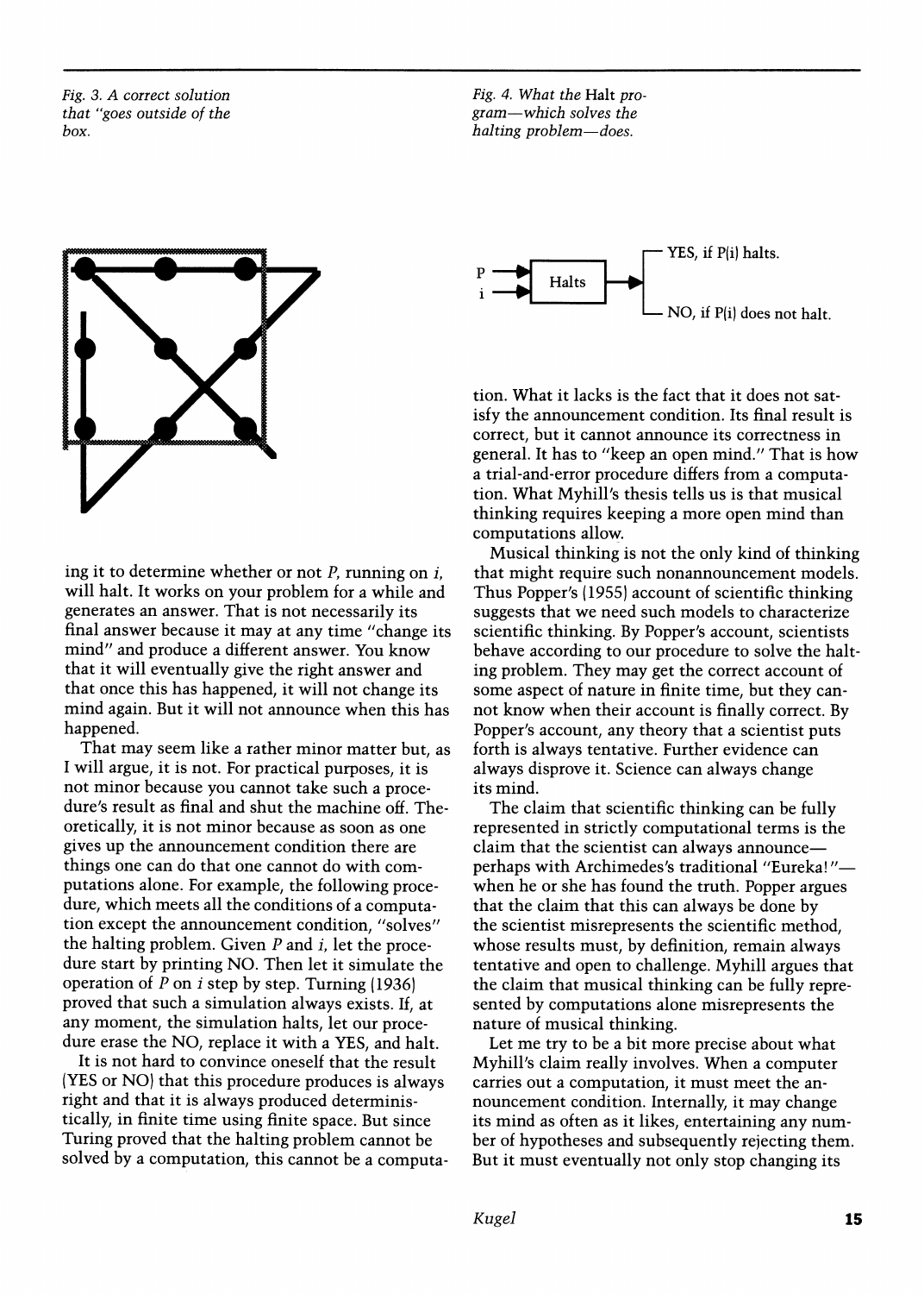Fig. 3. A correct solution that "goes outside of the box.

Fig. 4. What the Halt program—which solves the halting problem—does.

ing it to determine whether or not $P$, running on $i$, will halt. It works on your problem for a while and generates an answer. That is not necessarily its final answer because it may at any time "change its mind" and produce a different answer. You know that it will eventually give the right answer and that once this has happened, it will not change its mind again. But it will not announce when this has happened.

That may seem like a rather minor matter but, as I will argue, it is not. For practical purposes, it is not minor because you cannot take such a procedure's result as final and shut the machine off. Theoretically, it is not minor because as soon as one gives up the announcement condition there are things one can do that one cannot do with computations alone. For example, the following procedure, which meets all the conditions of a computation except the announcement condition, "solves" the halting problem. Given $P$ and $i$, let the procedure start by printing NO. Then let it simulate the operation of $P$ on $i$ step by step. Turning (1936) proved that such a simulation always exists. If, at any moment, the simulation halts, let our procedure erase the NO, replace it with a YES, and halt.

It is not hard to convince oneself that the result (YES or NO) that this procedure produces is always right and that it is always produced deterministically, in finite time using finite space. But since Turing proved that the halting problem cannot be solved by a computation, this cannot be a computation. What it lacks is the fact that it does not satisfy the announcement condition. Its final result is correct, but it cannot announce its correctness in general. It has to "keep an open mind." That is how a trial-and-error procedure differs from a computation. What Myhill's thesis tells us is that musical thinking requires keeping a more open mind than computations allow.

Musical thinking is not the only kind of thinking that might require such nonannouncement models. Thus Popper's (1955) account of scientific thinking suggests that we need such models to characterize scientific thinking. By Popper's account, scientists behave according to our procedure to solve the halting problem. They may get the correct account of some aspect of nature in finite time, but they cannot know when their account is finally correct. By Popper's account, any theory that a scientist puts forth is always tentative. Further evidence can always disprove it. Science can always change its mind.

The claim that scientific thinking can be fully represented in strictly computational terms is the claim that the scientist can always announce—perhaps with Archimedes's traditional "Eureka!"—when he or she has found the truth. Popper argues that the claim that this can always be done by the scientist misrepresents the scientific method, whose results must, by definition, remain always tentative and open to challenge. Myhill argues that the claim that musical thinking can be fully represented by computations alone misrepresents the nature of musical thinking.

Let me try to be a bit more precise about what Myhill's claim really involves. When a computer carries out a computation, it must meet the announcement condition. Internally, it may change its mind as often as it likes, entertaining any number of hypotheses and subsequently rejecting them. But it must eventually not only stop changing its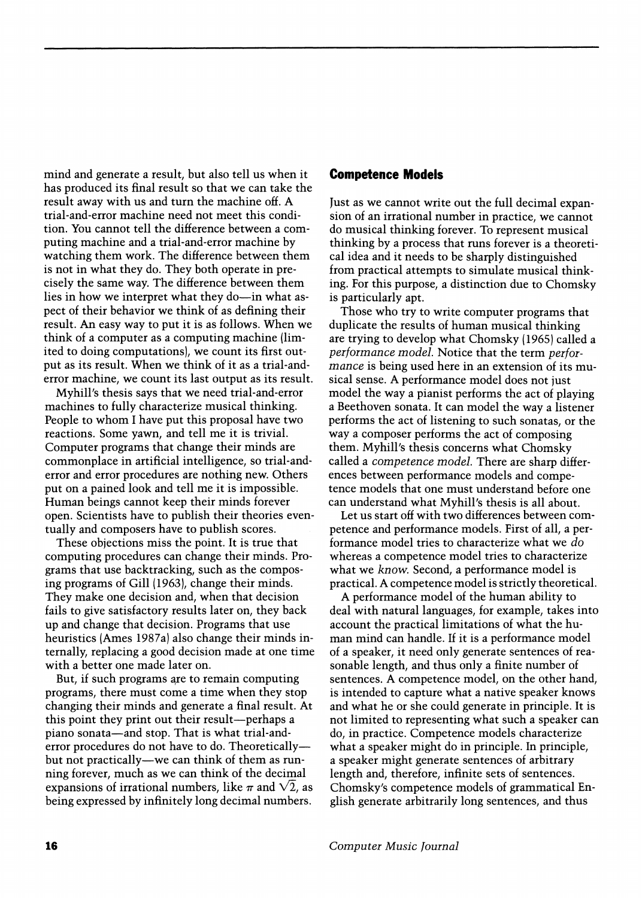mind and generate a result, but also tell us when it has produced its final result so that we can take the result away with us and turn the machine off. A trial-and-error machine need not meet this condition. You cannot tell the difference between a computing machine and a trial-and-error machine by watching them work. The difference between them is not in what they do. They both operate in precisely the same way. The difference between them lies in how we interpret what they do—in what aspect of their behavior we think of as defining their result. An easy way to put it is as follows. When we think of a computer as a computing machine (limited to doing computations), we count its first output as its result. When we think of it as a trial-and-error machine, we count its last output as its result.

Myhill's thesis says that we need trial-and-error machines to fully characterize musical thinking. People to whom I have put this proposal have two reactions. Some yawn, and tell me it is trivial. Computer programs that change their minds are commonplace in artificial intelligence, so trial-and-error and error procedures are nothing new. Others put on a pained look and tell me it is impossible. Human beings cannot keep their minds forever open. Scientists have to publish their theories eventually and composers have to publish scores.

These objections miss the point. It is true that computing procedures can change their minds. Programs that use backtracking, such as the composing programs of Gill (1963), change their minds. They make one decision and, when that decision fails to give satisfactory results later on, they back up and change that decision. Programs that use heuristics (Ames 1987a) also change their minds internally, replacing a good decision made at one time with a better one made later on.

But, if such programs are to remain computing programs, there must come a time when they stop changing their minds and generate a final result. At this point they print out their result—perhaps a piano sonata—and stop. That is what trial-and-error procedures do not have to do. Theoretically—but not practically—we can think of them as running forever, much as we can think of the decimal expansions of irrational numbers, like $\pi$ and $\sqrt{2}$, as being expressed by infinitely long decimal numbers.

## Competence Models

Just as we cannot write out the full decimal expansion of an irrational number in practice, we cannot do musical thinking forever. To represent musical thinking by a process that runs forever is a theoretical idea and it needs to be sharply distinguished from practical attempts to simulate musical thinking. For this purpose, a distinction due to Chomsky is particularly apt.

Those who try to write computer programs that duplicate the results of human musical thinking are trying to develop what Chomsky (1965) called a *performance model*. Notice that the term *performance* is being used here in an extension of its musical sense. A performance model does not just model the way a pianist performs the act of playing a Beethoven sonata. It can model the way a listener performs the act of listening to such sonatas, or the way a composer performs the act of composing them. Myhill's thesis concerns what Chomsky called a *competence model*. There are sharp differences between performance models and competence models that one must understand before one can understand what Myhill's thesis is all about.

Let us start off with two differences between competence and performance models. First of all, a performance model tries to characterize what we *do* whereas a competence model tries to characterize what we *know*. Second, a performance model is practical. A competence model is strictly theoretical.

A performance model of the human ability to deal with natural languages, for example, takes into account the practical limitations of what the human mind can handle. If it is a performance model of a speaker, it need only generate sentences of reasonable length, and thus only a finite number of sentences. A competence model, on the other hand, is intended to capture what a native speaker knows and what he or she could generate in principle. It is not limited to representing what such a speaker can do, in practice. Competence models characterize what a speaker might do in principle. In principle, a speaker might generate sentences of arbitrary length and, therefore, infinite sets of sentences. Chomsky's competence models of grammatical English generate arbitrarily long sentences, and thus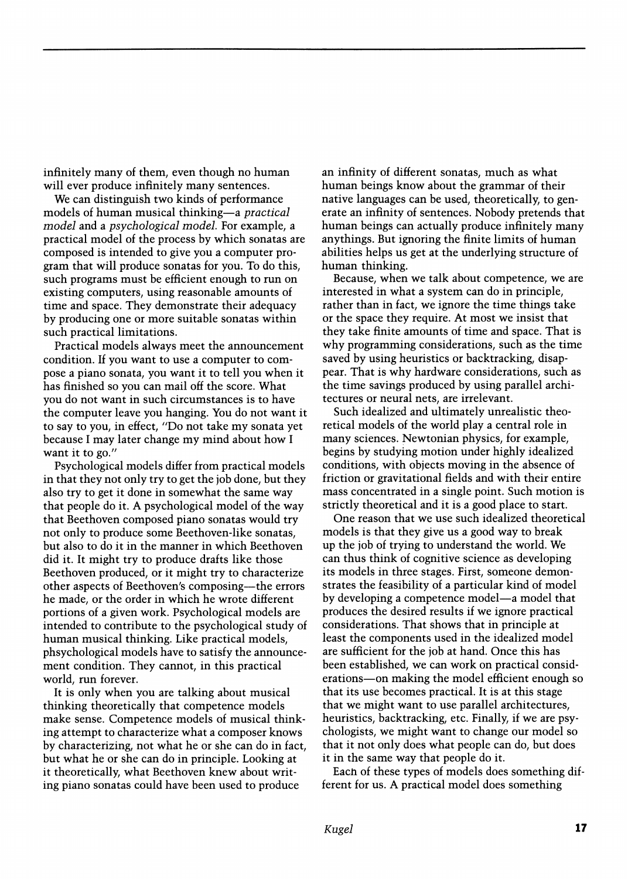infinitely many of them, even though no human will ever produce infinitely many sentences.

We can distinguish two kinds of performance models of human musical thinking—a *practical model* and a *psychological model.* For example, a practical model of the process by which sonatas are composed is intended to give you a computer program that will produce sonatas for you. To do this, such programs must be efficient enough to run on existing computers, using reasonable amounts of time and space. They demonstrate their adequacy by producing one or more suitable sonatas within such practical limitations.

Practical models always meet the announcement condition. If you want to use a computer to compose a piano sonata, you want it to tell you when it has finished so you can mail off the score. What you do not want in such circumstances is to have the computer leave you hanging. You do not want it to say to you, in effect, "Do not take my sonata yet because I may later change my mind about how I want it to go."

Psychological models differ from practical models in that they not only try to get the job done, but they also try to get it done in somewhat the same way that people do it. A psychological model of the way that Beethoven composed piano sonatas would try not only to produce some Beethoven-like sonatas, but also to do it in the manner in which Beethoven did it. It might try to produce drafts like those Beethoven produced, or it might try to characterize other aspects of Beethoven's composing—the errors he made, or the order in which he wrote different portions of a given work. Psychological models are intended to contribute to the psychological study of human musical thinking. Like practical models, phsychological models have to satisfy the announcement condition. They cannot, in this practical world, run forever.

It is only when you are talking about musical thinking theoretically that competence models make sense. Competence models of musical thinking attempt to characterize what a composer knows by characterizing, not what he or she can do in fact, but what he or she can do in principle. Looking at it theoretically, what Beethoven knew about writing piano sonatas could have been used to produce an infinity of different sonatas, much as what human beings know about the grammar of their native languages can be used, theoretically, to generate an infinity of sentences. Nobody pretends that human beings can actually produce infinitely many anythings. But ignoring the finite limits of human abilities helps us get at the underlying structure of human thinking.

Because, when we talk about competence, we are interested in what a system can do in principle, rather than in fact, we ignore the time things take or the space they require. At most we insist that they take finite amounts of time and space. That is why programming considerations, such as the time saved by using heuristics or backtracking, disappear. That is why hardware considerations, such as the time savings produced by using parallel architectures or neural nets, are irrelevant.

Such idealized and ultimately unrealistic theoretical models of the world play a central role in many sciences. Newtonian physics, for example, begins by studying motion under highly idealized conditions, with objects moving in the absence of friction or gravitational fields and with their entire mass concentrated in a single point. Such motion is strictly theoretical and it is a good place to start.

One reason that we use such idealized theoretical models is that they give us a good way to break up the job of trying to understand the world. We can thus think of cognitive science as developing its models in three stages. First, someone demonstrates the feasibility of a particular kind of model by developing a competence model—a model that produces the desired results if we ignore practical considerations. That shows that in principle at least the components used in the idealized model are sufficient for the job at hand. Once this has been established, we can work on practical considerations—on making the model efficient enough so that its use becomes practical. It is at this stage that we might want to use parallel architectures, heuristics, backtracking, etc. Finally, if we are psychologists, we might want to change our model so that it not only does what people can do, but does it in the same way that people do it.

Each of these types of models does something different for us. A practical model does something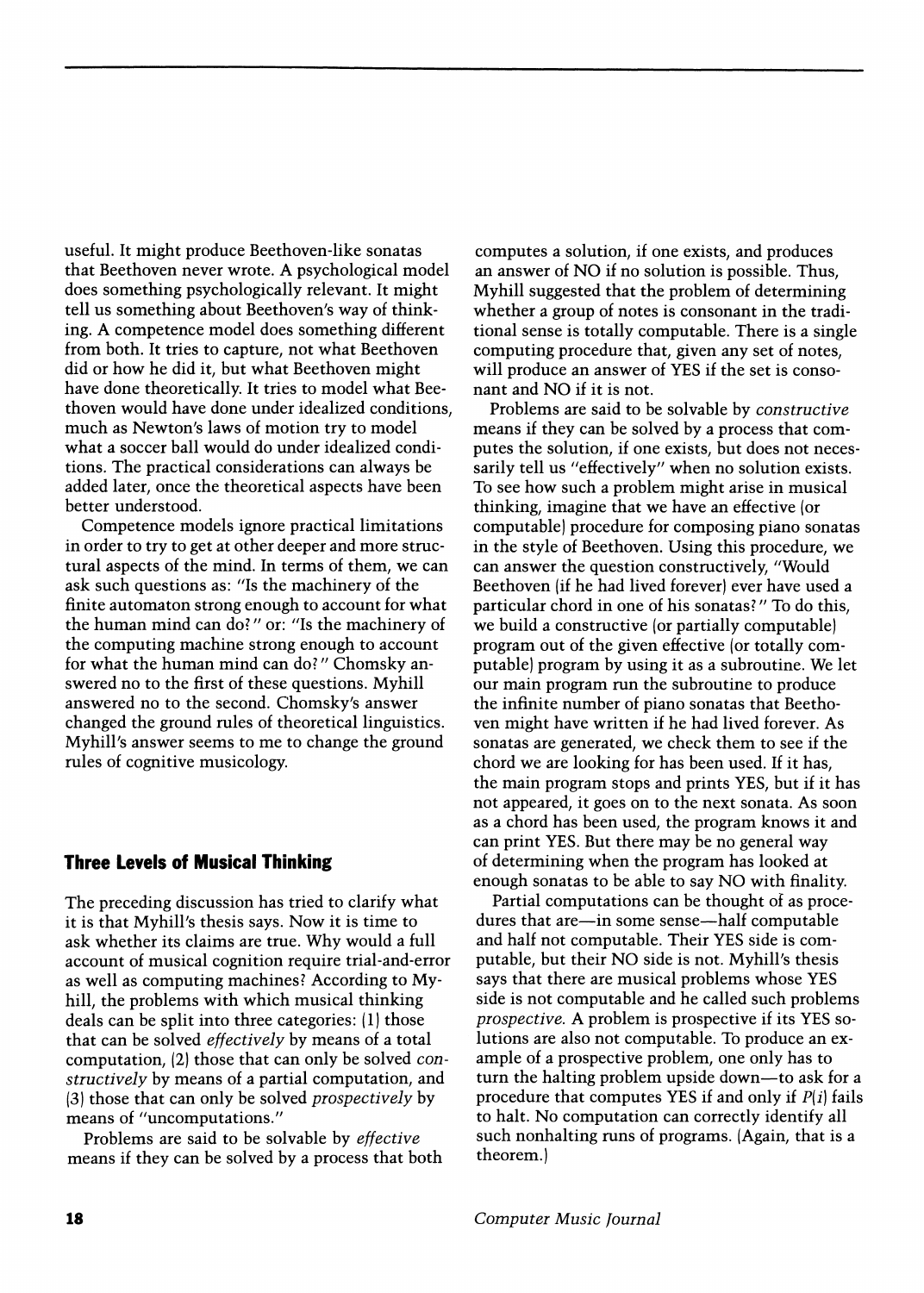useful. It might produce Beethoven-like sonatas that Beethoven never wrote. A psychological model does something psychologically relevant. It might tell us something about Beethoven's way of thinking. A competence model does something different from both. It tries to capture, not what Beethoven did or how he did it, but what Beethoven might have done theoretically. It tries to model what Beethoven would have done under idealized conditions, much as Newton's laws of motion try to model what a soccer ball would do under idealized conditions. The practical considerations can always be added later, once the theoretical aspects have been better understood.

Competence models ignore practical limitations in order to try to get at other deeper and more structural aspects of the mind. In terms of them, we can ask such questions as: "Is the machinery of the finite automaton strong enough to account for what the human mind can do?" or: "Is the machinery of the computing machine strong enough to account for what the human mind can do?" Chomsky answered no to the first of these questions. Myhill answered no to the second. Chomsky's answer changed the ground rules of theoretical linguistics. Myhill's answer seems to me to change the ground rules of cognitive musicology.

## Three Levels of Musical Thinking

The preceding discussion has tried to clarify what it is that Myhill's thesis says. Now it is time to ask whether its claims are true. Why would a full account of musical cognition require trial-and-error as well as computing machines? According to Myhill, the problems with which musical thinking deals can be split into three categories: (1) those that can be solved *effectively* by means of a total computation, (2) those that can only be solved *constructively* by means of a partial computation, and (3) those that can only be solved *prospectively* by means of "uncomputations."

Problems are said to be solvable by *effective* means if they can be solved by a process that both computes a solution, if one exists, and produces an answer of NO if no solution is possible. Thus, Myhill suggested that the problem of determining whether a group of notes is consonant in the traditional sense is totally computable. There is a single computing procedure that, given any set of notes, will produce an answer of YES if the set is consonant and NO if it is not.

Problems are said to be solvable by *constructive* means if they can be solved by a process that computes the solution, if one exists, but does not necessarily tell us "effectively" when no solution exists. To see how such a problem might arise in musical thinking, imagine that we have an effective (or computable) procedure for composing piano sonatas in the style of Beethoven. Using this procedure, we can answer the question constructively, "Would Beethoven (if he had lived forever) ever have used a particular chord in one of his sonatas?" To do this, we build a constructive (or partially computable) program out of the given effective (or totally computable) program by using it as a subroutine. We let our main program run the subroutine to produce the infinite number of piano sonatas that Beethoven might have written if he had lived forever. As sonatas are generated, we check them to see if the chord we are looking for has been used. If it has, the main program stops and prints YES, but if it has not appeared, it goes on to the next sonata. As soon as a chord has been used, the program knows it and can print YES. But there may be no general way of determining when the program has looked at enough sonatas to be able to say NO with finality.

Partial computations can be thought of as procedures that are—in some sense—half computable and half not computable. Their YES side is computable, but their NO side is not. Myhill's thesis says that there are musical problems whose YES side is not computable and he called such problems *prospective*. A problem is prospective if its YES solutions are also not computable. To produce an example of a prospective problem, one only has to turn the halting problem upside down—to ask for a procedure that computes YES if and only if $P(i)$ fails to halt. No computation can correctly identify all such nonhalting runs of programs. (Again, that is a theorem.)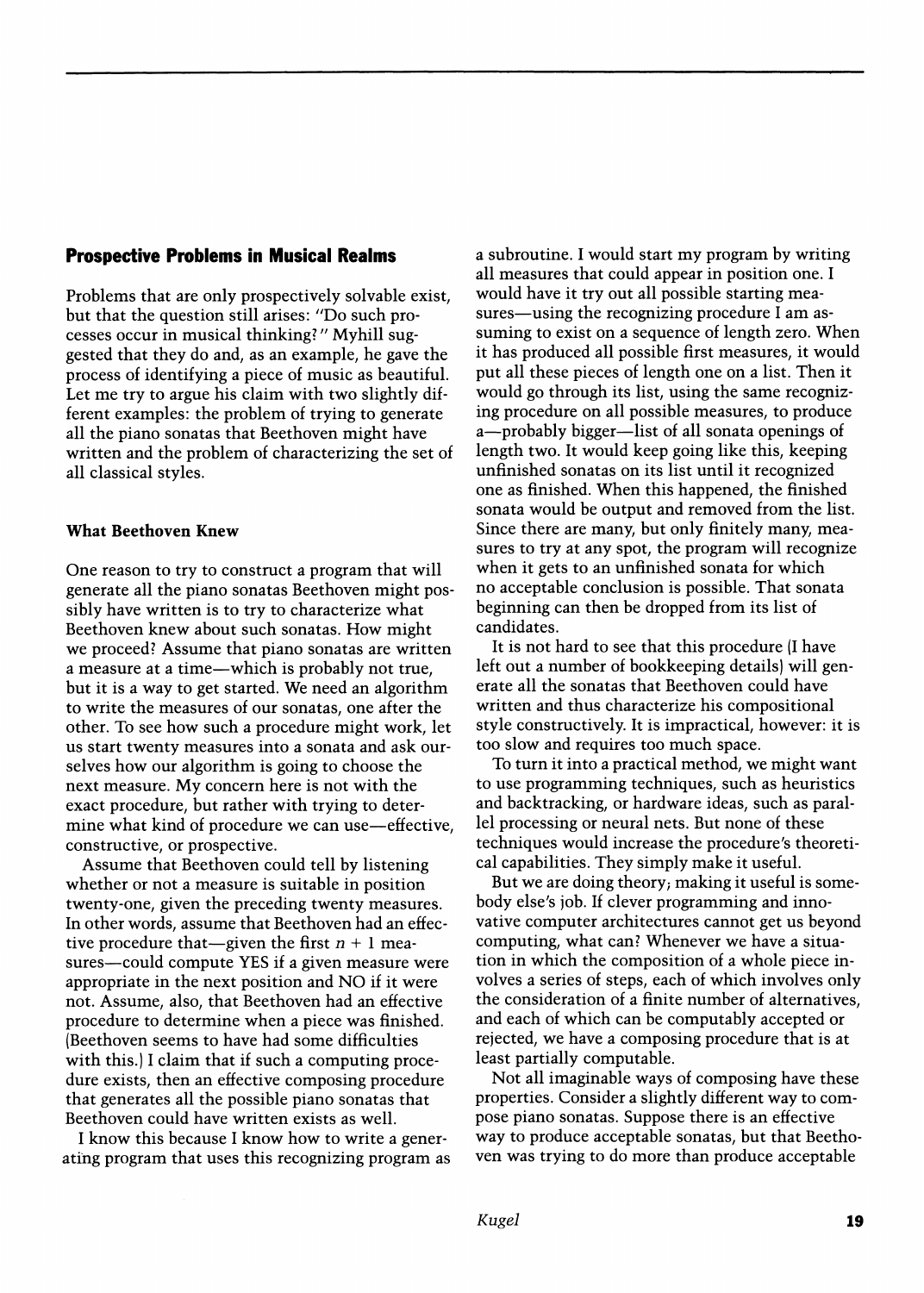## Prospective Problems in Musical Realms

Problems that are only prospectively solvable exist, but that the question still arises: "Do such processes occur in musical thinking?" Myhill suggested that they do and, as an example, he gave the process of identifying a piece of music as beautiful. Let me try to argue his claim with two slightly different examples: the problem of trying to generate all the piano sonatas that Beethoven might have written and the problem of characterizing the set of all classical styles.

### What Beethoven Knew

One reason to try to construct a program that will generate all the piano sonatas Beethoven might possibly have written is to try to characterize what Beethoven knew about such sonatas. How might we proceed? Assume that piano sonatas are written a measure at a time—which is probably not true, but it is a way to get started. We need an algorithm to write the measures of our sonatas, one after the other. To see how such a procedure might work, let us start twenty measures into a sonata and ask ourselves how our algorithm is going to choose the next measure. My concern here is not with the exact procedure, but rather with trying to determine what kind of procedure we can use—effective, constructive, or prospective.

Assume that Beethoven could tell by listening whether or not a measure is suitable in position twenty-one, given the preceding twenty measures. In other words, assume that Beethoven had an effective procedure that—given the first $n + 1$ measures—could compute YES if a given measure were appropriate in the next position and NO if it were not. Assume, also, that Beethoven had an effective procedure to determine when a piece was finished. (Beethoven seems to have had some difficulties with this.) I claim that if such a computing procedure exists, then an effective composing procedure that generates all the possible piano sonatas that Beethoven could have written exists as well.

I know this because I know how to write a generating program that uses this recognizing program as a subroutine. I would start my program by writing all measures that could appear in position one. I would have it try out all possible starting measures—using the recognizing procedure I am assuming to exist on a sequence of length zero. When it has produced all possible first measures, it would put all these pieces of length one on a list. Then it would go through its list, using the same recognizing procedure on all possible measures, to produce a—probably bigger—list of all sonata openings of length two. It would keep going like this, keeping unfinished sonatas on its list until it recognized one as finished. When this happened, the finished sonata would be output and removed from the list. Since there are many, but only finitely many, measures to try at any spot, the program will recognize when it gets to an unfinished sonata for which no acceptable conclusion is possible. That sonata beginning can then be dropped from its list of candidates.

It is not hard to see that this procedure (I have left out a number of bookkeeping details) will generate all the sonatas that Beethoven could have written and thus characterize his compositional style constructively. It is impractical, however: it is too slow and requires too much space.

To turn it into a practical method, we might want to use programming techniques, such as heuristics and backtracking, or hardware ideas, such as parallel processing or neural nets. But none of these techniques would increase the procedure's theoretical capabilities. They simply make it useful.

But we are doing theory; making it useful is somebody else's job. If clever programming and innovative computer architectures cannot get us beyond computing, what can? Whenever we have a situation in which the composition of a whole piece involves a series of steps, each of which involves only the consideration of a finite number of alternatives, and each of which can be computably accepted or rejected, we have a composing procedure that is at least partially computable.

Not all imaginable ways of composing have these properties. Consider a slightly different way to compose piano sonatas. Suppose there is an effective way to produce acceptable sonatas, but that Beethoven was trying to do more than produce acceptable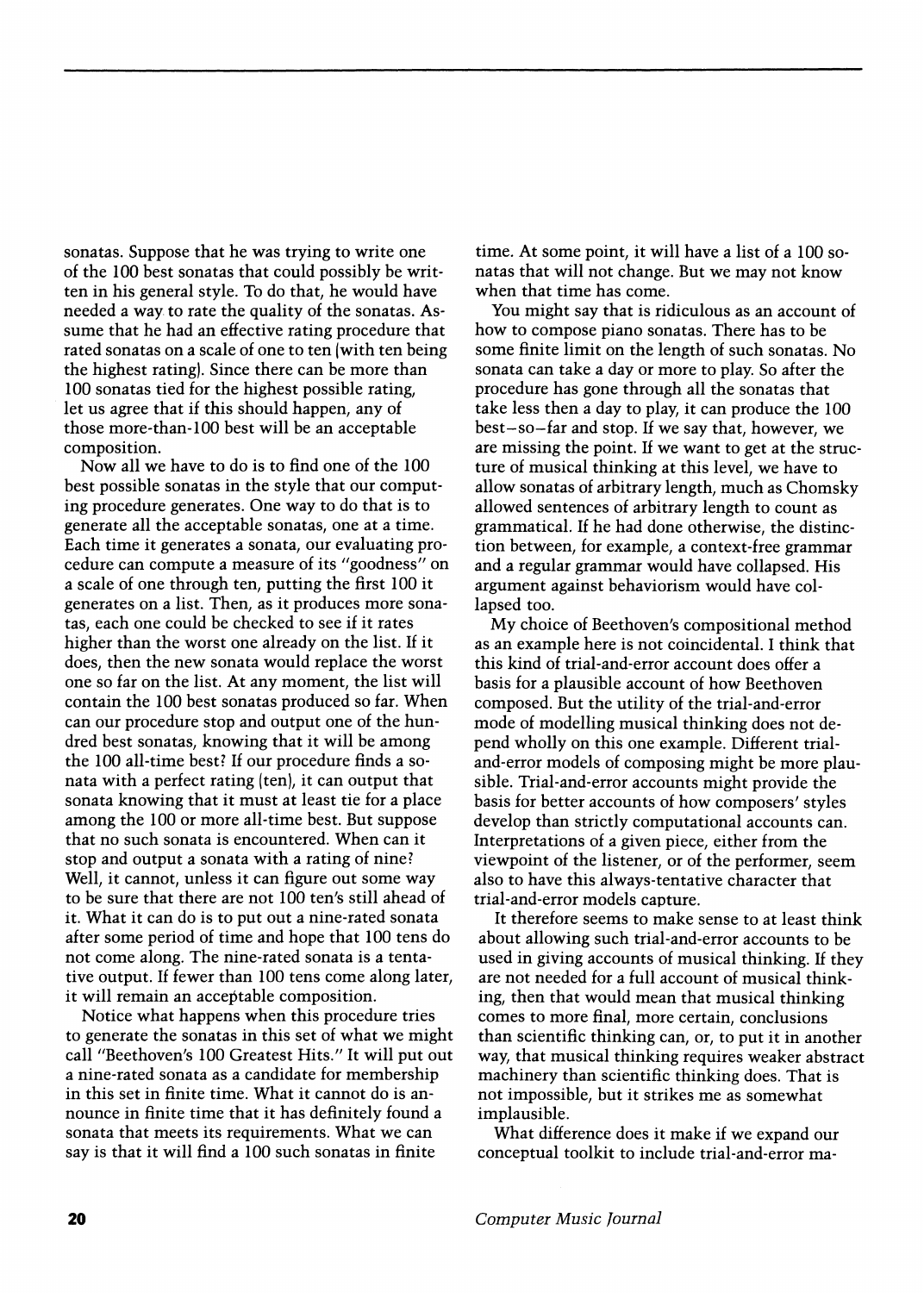sonatas. Suppose that he was trying to write one of the 100 best sonatas that could possibly be written in his general style. To do that, he would have needed a way to rate the quality of the sonatas. Assume that he had an effective rating procedure that rated sonatas on a scale of one to ten (with ten being the highest rating). Since there can be more than 100 sonatas tied for the highest possible rating, let us agree that if this should happen, any of those more-than-100 best will be an acceptable composition.

Now all we have to do is to find one of the 100 best possible sonatas in the style that our computing procedure generates. One way to do that is to generate all the acceptable sonatas, one at a time. Each time it generates a sonata, our evaluating procedure can compute a measure of its "goodness" on a scale of one through ten, putting the first 100 it generates on a list. Then, as it produces more sonatas, each one could be checked to see if it rates higher than the worst one already on the list. If it does, then the new sonata would replace the worst one so far on the list. At any moment, the list will contain the 100 best sonatas produced so far. When can our procedure stop and output one of the hundred best sonatas, knowing that it will be among the 100 all-time best? If our procedure finds a sonata with a perfect rating (ten), it can output that sonata knowing that it must at least tie for a place among the 100 or more all-time best. But suppose that no such sonata is encountered. When can it stop and output a sonata with a rating of nine? Well, it cannot, unless it can figure out some way to be sure that there are not 100 ten's still ahead of it. What it can do is to put out a nine-rated sonata after some period of time and hope that 100 tens do not come along. The nine-rated sonata is a tentative output. If fewer than 100 tens come along later, it will remain an acceptable composition.

Notice what happens when this procedure tries to generate the sonatas in this set of what we might call "Beethoven's 100 Greatest Hits." It will put out a nine-rated sonata as a candidate for membership in this set in finite time. What it cannot do is announce in finite time that it has definitely found a sonata that meets its requirements. What we can say is that it will find a 100 such sonatas in finite time. At some point, it will have a list of a 100 sonatas that will not change. But we may not know when that time has come.

You might say that is ridiculous as an account of how to compose piano sonatas. There has to be some finite limit on the length of such sonatas. No sonata can take a day or more to play. So after the procedure has gone through all the sonatas that take less then a day to play, it can produce the 100 best–so–far and stop. If we say that, however, we are missing the point. If we want to get at the structure of musical thinking at this level, we have to allow sonatas of arbitrary length, much as Chomsky allowed sentences of arbitrary length to count as grammatical. If he had done otherwise, the distinction between, for example, a context-free grammar and a regular grammar would have collapsed. His argument against behaviorism would have collapsed too.

My choice of Beethoven's compositional method as an example here is not coincidental. I think that this kind of trial-and-error account does offer a basis for a plausible account of how Beethoven composed. But the utility of the trial-and-error mode of modelling musical thinking does not depend wholly on this one example. Different trial-and-error models of composing might be more plausible. Trial-and-error accounts might provide the basis for better accounts of how composers' styles develop than strictly computational accounts can. Interpretations of a given piece, either from the viewpoint of the listener, or of the performer, seem also to have this always-tentative character that trial-and-error models capture.

It therefore seems to make sense to at least think about allowing such trial-and-error accounts to be used in giving accounts of musical thinking. If they are not needed for a full account of musical thinking, then that would mean that musical thinking comes to more final, more certain, conclusions than scientific thinking can, or, to put it in another way, that musical thinking requires weaker abstract machinery than scientific thinking does. That is not impossible, but it strikes me as somewhat implausible.

What difference does it make if we expand our conceptual toolkit to include trial-and-error ma-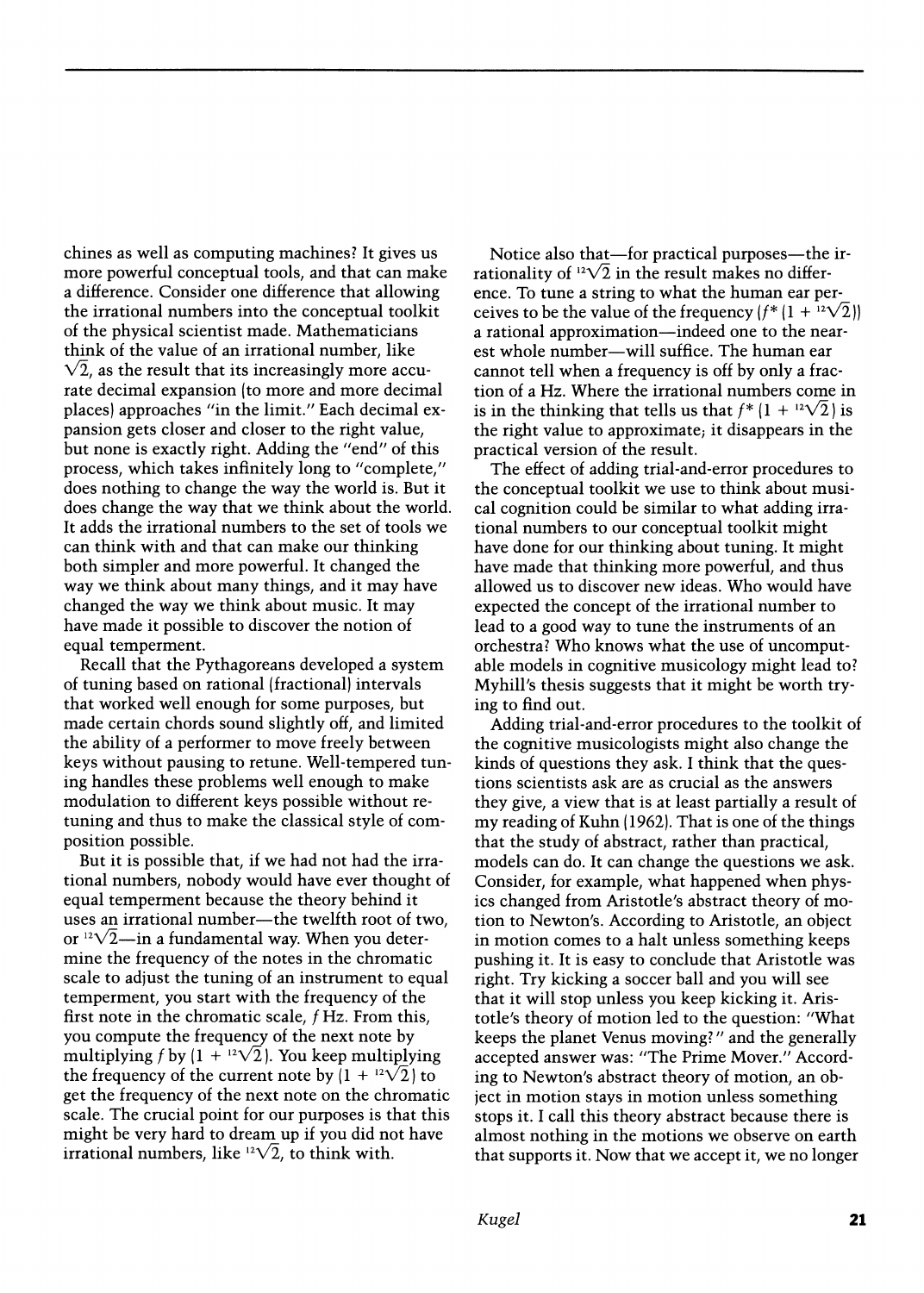chines as well as computing machines? It gives us more powerful conceptual tools, and that can make a difference. Consider one difference that allowing the irrational numbers into the conceptual toolkit of the physical scientist made. Mathematicians think of the value of an irrational number, like $\sqrt{2}$, as the result that its increasingly more accurate decimal expansion (to more and more decimal places) approaches "in the limit." Each decimal expansion gets closer and closer to the right value, but none is exactly right. Adding the "end" of this process, which takes infinitely long to "complete," does nothing to change the way the world is. But it does change the way that we think about the world. It adds the irrational numbers to the set of tools we can think with and that can make our thinking both simpler and more powerful. It changed the way we think about many things, and it may have changed the way we think about music. It may have made it possible to discover the notion of equal temperment.

Recall that the Pythagoreans developed a system of tuning based on rational (fractional) intervals that worked well enough for some purposes, but made certain chords sound slightly off, and limited the ability of a performer to move freely between keys without pausing to retune. Well-tempered tuning handles these problems well enough to make modulation to different keys possible without retuning and thus to make the classical style of composition possible.

But it is possible that, if we had not had the irrational numbers, nobody would have ever thought of equal temperment because the theory behind it uses an irrational number—the twelfth root of two, or $\sqrt[12]{2}$—in a fundamental way. When you determine the frequency of the notes in the chromatic scale to adjust the tuning of an instrument to equal temperment, you start with the frequency of the first note in the chromatic scale, $f$ Hz. From this, you compute the frequency of the next note by multiplying $f$ by $(1 + \sqrt[12]{2})$. You keep multiplying the frequency of the current note by $(1 + \sqrt[12]{2})$ to get the frequency of the next note on the chromatic scale. The crucial point for our purposes is that this might be very hard to dream up if you did not have irrational numbers, like $\sqrt[12]{2}$, to think with.

Notice also that—for practical purposes—the irrationality of $\sqrt[12]{2}$ in the result makes no difference. To tune a string to what the human ear perceives to be the value of the frequency $(f^* (1 + \sqrt[12]{2}))$ a rational approximation—indeed one to the nearest whole number—will suffice. The human ear cannot tell when a frequency is off by only a fraction of a Hz. Where the irrational numbers come in is in the thinking that tells us that $f^* (1 + \sqrt[12]{2})$ is the right value to approximate; it disappears in the practical version of the result.

The effect of adding trial-and-error procedures to the conceptual toolkit we use to think about musical cognition could be similar to what adding irrational numbers to our conceptual toolkit might have done for our thinking about tuning. It might have made that thinking more powerful, and thus allowed us to discover new ideas. Who would have expected the concept of the irrational number to lead to a good way to tune the instruments of an orchestra? Who knows what the use of uncomputable models in cognitive musicology might lead to? Myhill's thesis suggests that it might be worth trying to find out.

Adding trial-and-error procedures to the toolkit of the cognitive musicologists might also change the kinds of questions they ask. I think that the questions scientists ask are as crucial as the answers they give, a view that is at least partially a result of my reading of Kuhn (1962). That is one of the things that the study of abstract, rather than practical, models can do. It can change the questions we ask. Consider, for example, what happened when physics changed from Aristotle's abstract theory of motion to Newton's. According to Aristotle, an object in motion comes to a halt unless something keeps pushing it. It is easy to conclude that Aristotle was right. Try kicking a soccer ball and you will see that it will stop unless you keep kicking it. Aristotle's theory of motion led to the question: "What keeps the planet Venus moving?" and the generally accepted answer was: "The Prime Mover." According to Newton's abstract theory of motion, an object in motion stays in motion unless something stops it. I call this theory abstract because there is almost nothing in the motions we observe on earth that supports it. Now that we accept it, we no longer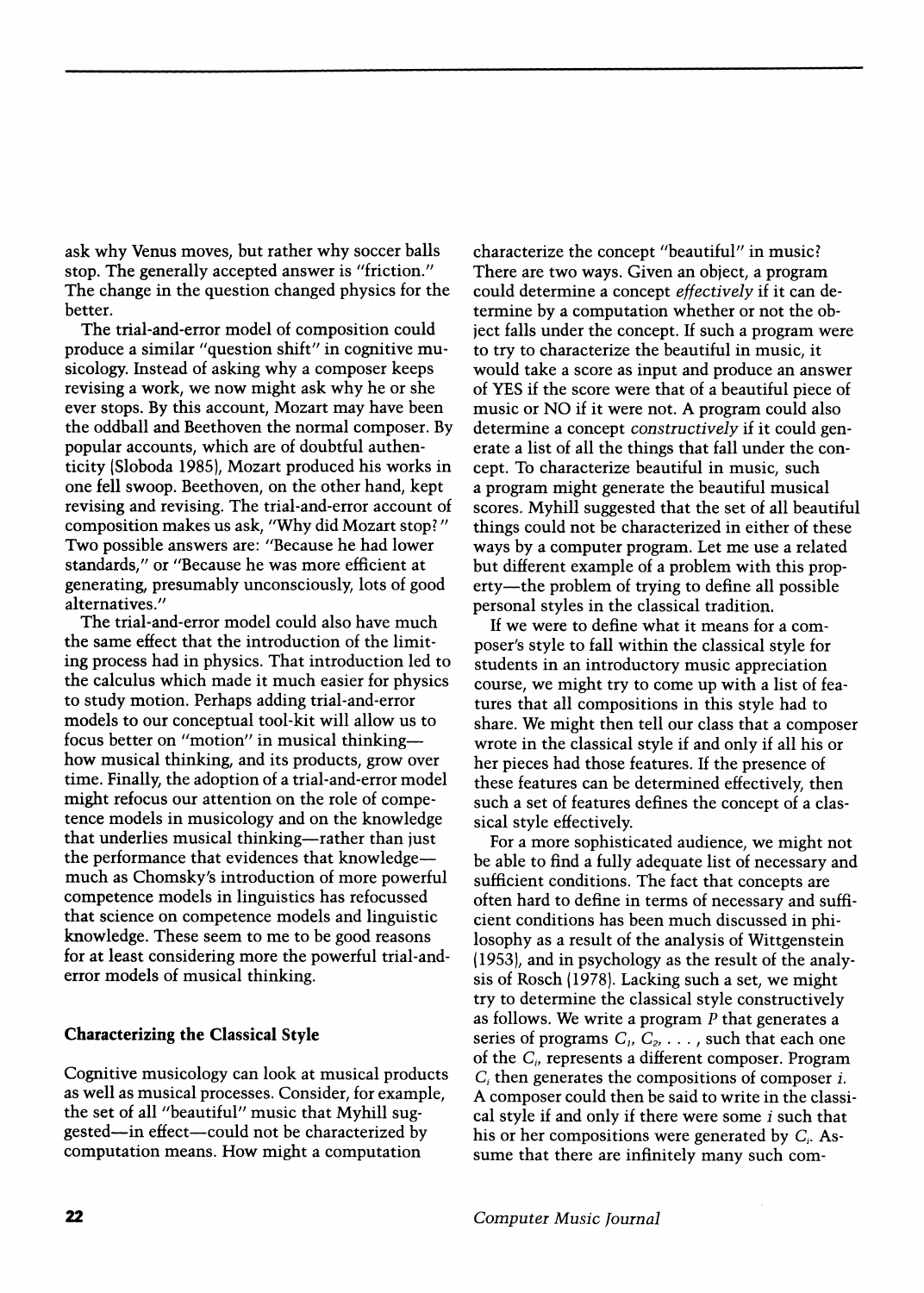ask why Venus moves, but rather why soccer balls stop. The generally accepted answer is "friction." The change in the question changed physics for the better.

The trial-and-error model of composition could produce a similar "question shift" in cognitive musicology. Instead of asking why a composer keeps revising a work, we now might ask why he or she ever stops. By this account, Mozart may have been the oddball and Beethoven the normal composer. By popular accounts, which are of doubtful authenticity (Sloboda 1985), Mozart produced his works in one fell swoop. Beethoven, on the other hand, kept revising and revising. The trial-and-error account of composition makes us ask, "Why did Mozart stop?" Two possible answers are: "Because he had lower standards," or "Because he was more efficient at generating, presumably unconsciously, lots of good alternatives."

The trial-and-error model could also have much the same effect that the introduction of the limiting process had in physics. That introduction led to the calculus which made it much easier for physics to study motion. Perhaps adding trial-and-error models to our conceptual tool-kit will allow us to focus better on "motion" in musical thinking—how musical thinking, and its products, grow over time. Finally, the adoption of a trial-and-error model might refocus our attention on the role of competence models in musicology and on the knowledge that underlies musical thinking—rather than just the performance that evidences that knowledge—much as Chomsky's introduction of more powerful competence models in linguistics has refocussed that science on competence models and linguistic knowledge. These seem to me to be good reasons for at least considering more the powerful trial-and-error models of musical thinking.

## Characterizing the Classical Style

Cognitive musicology can look at musical products as well as musical processes. Consider, for example, the set of all "beautiful" music that Myhill suggested—in effect—could not be characterized by computation means. How might a computation characterize the concept "beautiful" in music? There are two ways. Given an object, a program could determine a concept *effectively* if it can determine by a computation whether or not the object falls under the concept. If such a program were to try to characterize the beautiful in music, it would take a score as input and produce an answer of YES if the score were that of a beautiful piece of music or NO if it were not. A program could also determine a concept *constructively* if it could generate a list of all the things that fall under the concept. To characterize beautiful in music, such a program might generate the beautiful musical scores. Myhill suggested that the set of all beautiful things could not be characterized in either of these ways by a computer program. Let me use a related but different example of a problem with this property—the problem of trying to define all possible personal styles in the classical tradition.

If we were to define what it means for a composer's style to fall within the classical style for students in an introductory music appreciation course, we might try to come up with a list of features that all compositions in this style had to share. We might then tell our class that a composer wrote in the classical style if and only if all his or her pieces had those features. If the presence of these features can be determined effectively, then such a set of features defines the concept of a classical style effectively.

For a more sophisticated audience, we might not be able to find a fully adequate list of necessary and sufficient conditions. The fact that concepts are often hard to define in terms of necessary and sufficient conditions has been much discussed in philosophy as a result of the analysis of Wittgenstein (1953), and in psychology as the result of the analysis of Rosch (1978). Lacking such a set, we might try to determine the classical style constructively as follows. We write a program $P$ that generates a series of programs $C_1, C_2, \ldots$, such that each one of the $C_i$, represents a different composer. Program $C_i$ then generates the compositions of composer $i$. A composer could then be said to write in the classical style if and only if there were some $i$ such that his or her compositions were generated by $C_i$. Assume that there are infinitely many such com-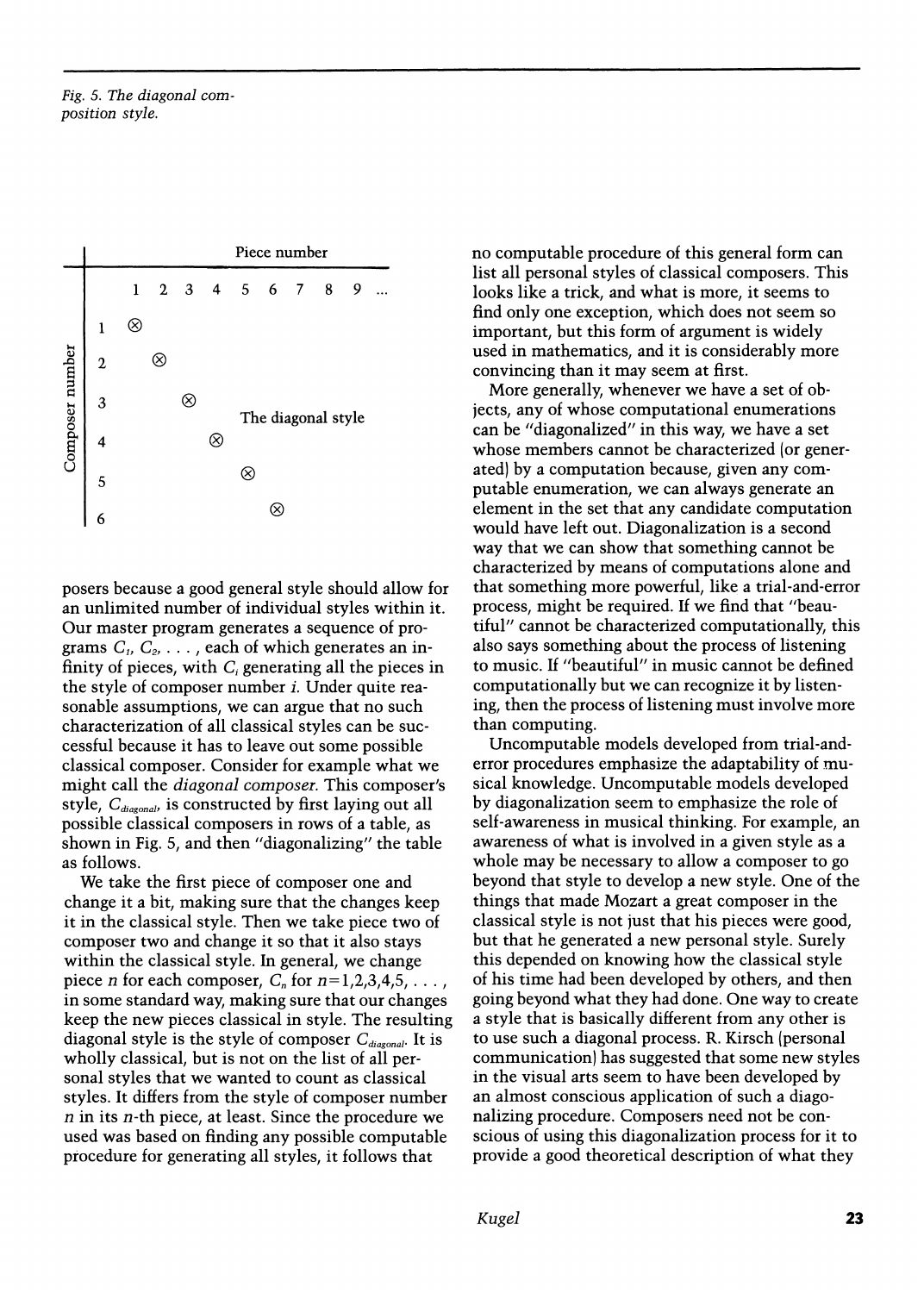Fig. 5. The diagonal composition style.

| Composer number | 1 | 2 | 3 | 4 | 5 | 6 | 7 | 8 | 9 | ... |
|---|---|---|---|---|---|---|---|---|---|---|
| 1 | ⊗ | | | | | | | | | |
| 2 | | ⊗ | | | | | | | | |
| 3 | | | ⊗ | | | | | | | |
| 4 | | | | ⊗ | | | | | | |
| 5 | | | | | ⊗ | | | | | |
| 6 | | | | | | ⊗ | | | | |

(Column header: Piece number. Label in table: The diagonal style.)

posers because a good general style should allow for an unlimited number of individual styles within it. Our master program generates a sequence of programs $C_1$, $C_2$, . . . , each of which generates an infinity of pieces, with $C_i$ generating all the pieces in the style of composer number $i$. Under quite reasonable assumptions, we can argue that no such characterization of all classical styles can be successful because it has to leave out some possible classical composer. Consider for example what we might call the *diagonal composer.* This composer's style, $C_{diagonal}$, is constructed by first laying out all possible classical composers in rows of a table, as shown in Fig. 5, and then "diagonalizing" the table as follows.

We take the first piece of composer one and change it a bit, making sure that the changes keep it in the classical style. Then we take piece two of composer two and change it so that it also stays within the classical style. In general, we change piece $n$ for each composer, $C_n$ for $n$=1,2,3,4,5, . . . , in some standard way, making sure that our changes keep the new pieces classical in style. The resulting diagonal style is the style of composer $C_{diagonal}$. It is wholly classical, but is not on the list of all personal styles that we wanted to count as classical styles. It differs from the style of composer number $n$ in its $n$-th piece, at least. Since the procedure we used was based on finding any possible computable procedure for generating all styles, it follows that no computable procedure of this general form can list all personal styles of classical composers. This looks like a trick, and what is more, it seems to find only one exception, which does not seem so important, but this form of argument is widely used in mathematics, and it is considerably more convincing than it may seem at first.

More generally, whenever we have a set of objects, any of whose computational enumerations can be "diagonalized" in this way, we have a set whose members cannot be characterized (or generated) by a computation because, given any computable enumeration, we can always generate an element in the set that any candidate computation would have left out. Diagonalization is a second way that we can show that something cannot be characterized by means of computations alone and that something more powerful, like a trial-and-error process, might be required. If we find that "beautiful" cannot be characterized computationally, this also says something about the process of listening to music. If "beautiful" in music cannot be defined computationally but we can recognize it by listening, then the process of listening must involve more than computing.

Uncomputable models developed from trial-and-error procedures emphasize the adaptability of musical knowledge. Uncomputable models developed by diagonalization seem to emphasize the role of self-awareness in musical thinking. For example, an awareness of what is involved in a given style as a whole may be necessary to allow a composer to go beyond that style to develop a new style. One of the things that made Mozart a great composer in the classical style is not just that his pieces were good, but that he generated a new personal style. Surely this depended on knowing how the classical style of his time had been developed by others, and then going beyond what they had done. One way to create a style that is basically different from any other is to use such a diagonal process. R. Kirsch (personal communication) has suggested that some new styles in the visual arts seem to have been developed by an almost conscious application of such a diagonalizing procedure. Composers need not be conscious of using this diagonalization process for it to provide a good theoretical description of what they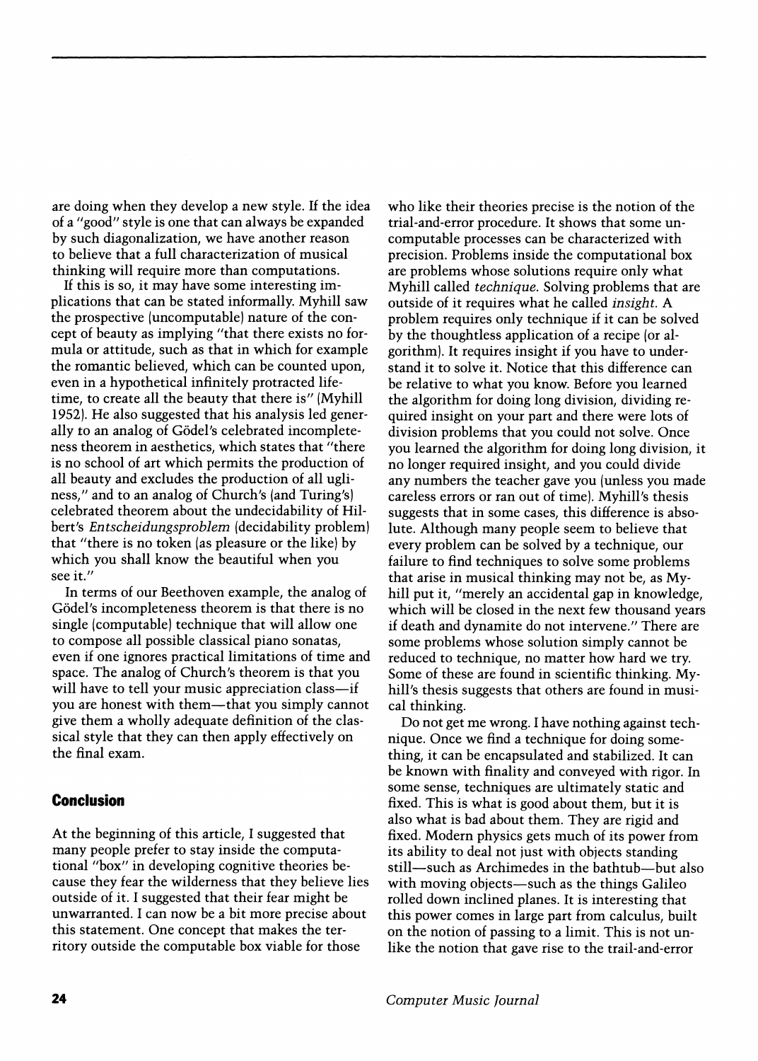are doing when they develop a new style. If the idea of a "good" style is one that can always be expanded by such diagonalization, we have another reason to believe that a full characterization of musical thinking will require more than computations.

If this is so, it may have some interesting implications that can be stated informally. Myhill saw the prospective (uncomputable) nature of the concept of beauty as implying "that there exists no formula or attitude, such as that in which for example the romantic believed, which can be counted upon, even in a hypothetical infinitely protracted lifetime, to create all the beauty that there is" (Myhill 1952). He also suggested that his analysis led generally to an analog of Gödel's celebrated incompleteness theorem in aesthetics, which states that "there is no school of art which permits the production of all beauty and excludes the production of all ugliness," and to an analog of Church's (and Turing's) celebrated theorem about the undecidability of Hilbert's *Entscheidungsproblem* (decidability problem) that "there is no token (as pleasure or the like) by which you shall know the beautiful when you see it."

In terms of our Beethoven example, the analog of Gödel's incompleteness theorem is that there is no single (computable) technique that will allow one to compose all possible classical piano sonatas, even if one ignores practical limitations of time and space. The analog of Church's theorem is that you will have to tell your music appreciation class—if you are honest with them—that you simply cannot give them a wholly adequate definition of the classical style that they can then apply effectively on the final exam.

## Conclusion

At the beginning of this article, I suggested that many people prefer to stay inside the computational "box" in developing cognitive theories because they fear the wilderness that they believe lies outside of it. I suggested that their fear might be unwarranted. I can now be a bit more precise about this statement. One concept that makes the territory outside the computable box viable for those who like their theories precise is the notion of the trial-and-error procedure. It shows that some uncomputable processes can be characterized with precision. Problems inside the computational box are problems whose solutions require only what Myhill called *technique*. Solving problems that are outside of it requires what he called *insight*. A problem requires only technique if it can be solved by the thoughtless application of a recipe (or algorithm). It requires insight if you have to understand it to solve it. Notice that this difference can be relative to what you know. Before you learned the algorithm for doing long division, dividing required insight on your part and there were lots of division problems that you could not solve. Once you learned the algorithm for doing long division, it no longer required insight, and you could divide any numbers the teacher gave you (unless you made careless errors or ran out of time). Myhill's thesis suggests that in some cases, this difference is absolute. Although many people seem to believe that every problem can be solved by a technique, our failure to find techniques to solve some problems that arise in musical thinking may not be, as Myhill put it, "merely an accidental gap in knowledge, which will be closed in the next few thousand years if death and dynamite do not intervene." There are some problems whose solution simply cannot be reduced to technique, no matter how hard we try. Some of these are found in scientific thinking. Myhill's thesis suggests that others are found in musical thinking.

Do not get me wrong. I have nothing against technique. Once we find a technique for doing something, it can be encapsulated and stabilized. It can be known with finality and conveyed with rigor. In some sense, techniques are ultimately static and fixed. This is what is good about them, but it is also what is bad about them. They are rigid and fixed. Modern physics gets much of its power from its ability to deal not just with objects standing still—such as Archimedes in the bathtub—but also with moving objects—such as the things Galileo rolled down inclined planes. It is interesting that this power comes in large part from calculus, built on the notion of passing to a limit. This is not unlike the notion that gave rise to the trail-and-error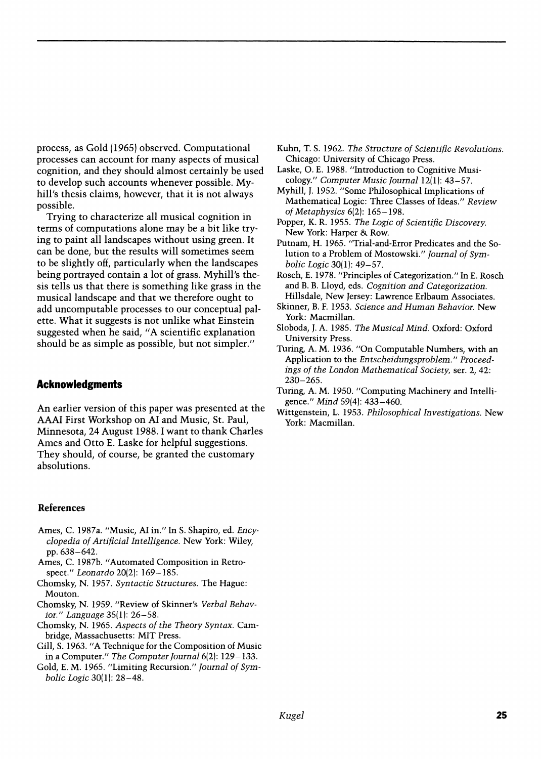process, as Gold (1965) observed. Computational processes can account for many aspects of musical cognition, and they should almost certainly be used to develop such accounts whenever possible. Myhill's thesis claims, however, that it is not always possible.

Trying to characterize all musical cognition in terms of computations alone may be a bit like trying to paint all landscapes without using green. It can be done, but the results will sometimes seem to be slightly off, particularly when the landscapes being portrayed contain a lot of grass. Myhill's thesis tells us that there is something like grass in the musical landscape and that we therefore ought to add uncomputable processes to our conceptual palette. What it suggests is not unlike what Einstein suggested when he said, "A scientific explanation should be as simple as possible, but not simpler."

## Acknowledgments

An earlier version of this paper was presented at the AAAI First Workshop on AI and Music, St. Paul, Minnesota, 24 August 1988. I want to thank Charles Ames and Otto E. Laske for helpful suggestions. They should, of course, be granted the customary absolutions.

### References

Ames, C. 1987a. "Music, AI in." In S. Shapiro, ed. *Encyclopedia of Artificial Intelligence.* New York: Wiley, pp. 638–642.

Ames, C. 1987b. "Automated Composition in Retrospect." *Leonardo* 20(2): 169–185.

Chomsky, N. 1957. *Syntactic Structures.* The Hague: Mouton.

Chomsky, N. 1959. "Review of Skinner's *Verbal Behavior.*" *Language* 35(1): 26–58.

Chomsky, N. 1965. *Aspects of the Theory Syntax.* Cambridge, Massachusetts: MIT Press.

Gill, S. 1963. "A Technique for the Composition of Music in a Computer." *The Computer Journal* 6(2): 129–133.

Gold, E. M. 1965. "Limiting Recursion." *Journal of Symbolic Logic* 30(1): 28–48.

Kuhn, T. S. 1962. *The Structure of Scientific Revolutions.* Chicago: University of Chicago Press.

Laske, O. E. 1988. "Introduction to Cognitive Musicology." *Computer Music Journal* 12(1): 43–57.

Myhill, J. 1952. "Some Philosophical Implications of Mathematical Logic: Three Classes of Ideas." *Review of Metaphysics* 6(2): 165–198.

Popper, K. R. 1955. *The Logic of Scientific Discovery.* New York: Harper & Row.

Putnam, H. 1965. "Trial-and-Error Predicates and the Solution to a Problem of Mostowski." *Journal of Symbolic Logic* 30(1): 49–57.

Rosch, E. 1978. "Principles of Categorization." In E. Rosch and B. B. Lloyd, eds. *Cognition and Categorization.* Hillsdale, New Jersey: Lawrence Erlbaum Associates.

Skinner, B. F. 1953. *Science and Human Behavior.* New York: Macmillan.

Sloboda, J. A. 1985. *The Musical Mind.* Oxford: Oxford University Press.

Turing, A. M. 1936. "On Computable Numbers, with an Application to the *Entscheidungsproblem.*" *Proceedings of the London Mathematical Society,* ser. 2, 42: 230–265.

Turing, A. M. 1950. "Computing Machinery and Intelligence." *Mind* 59(4): 433–460.

Wittgenstein, L. 1953. *Philosophical Investigations.* New York: Macmillan.